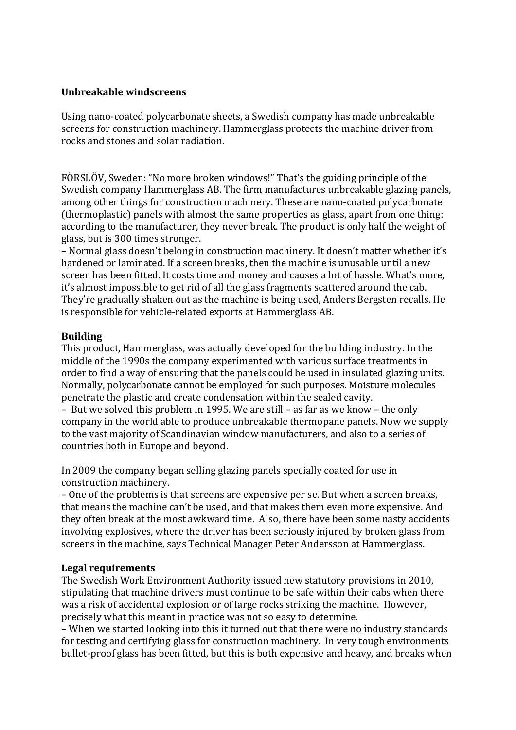**Unbreakable windscreens**

Using nano-coated polycarbonate sheets, a Swedish company has made unbreakable screens for construction machinery. Hammerglass protects the machine driver from rocks and stones and solar radiation.

FÖRSLÖV, Sweden: "No more broken windows!" That's the guiding principle of the Swedish company Hammerglass AB. The firm manufactures unbreakable glazing panels, among other things for construction machinery. These are nano-coated polycarbonate (thermoplastic) panels with almost the same properties as glass, apart from one thing: according to the manufacturer, they never break. The product is only half the weight of glass, but is 300 times stronger.

– Normal glass doesn't belong in construction machinery. It doesn't matter whether it's hardened or laminated. If a screen breaks, then the machine is unusable until a new screen has been fitted. It costs time and money and causes a lot of hassle. What's more, it's almost impossible to get rid of all the glass fragments scattered around the cab. They're gradually shaken out as the machine is being used, Anders Bergsten recalls. He is responsible for vehicle-related exports at Hammerglass AB.

**Building**

This product, Hammerglass, was actually developed for the building industry. In the middle of the 1990s the company experimented with various surface treatments in order to find a way of ensuring that the panels could be used in insulated glazing units. Normally, polycarbonate cannot be employed for such purposes. Moisture molecules penetrate the plastic and create condensation within the sealed cavity.

– But we solved this problem in 1995. We are still – as far as we know – the only company in the world able to produce unbreakable thermopane panels. Now we supply to the vast majority of Scandinavian window manufacturers, and also to a series of countries both in Europe and beyond.

In 2009 the company began selling glazing panels specially coated for use in construction machinery.

– One of the problems is that screens are expensive per se. But when a screen breaks, that means the machine can't be used, and that makes them even more expensive. And they often break at the most awkward time. Also, there have been some nasty accidents involving explosives, where the driver has been seriously injured by broken glass from screens in the machine, says Technical Manager Peter Andersson at Hammerglass.

**Legal requirements**

The Swedish Work Environment Authority issued new statutory provisions in 2010, stipulating that machine drivers must continue to be safe within their cabs when there was a risk of accidental explosion or of large rocks striking the machine. However, precisely what this meant in practice was not so easy to determine.

– When we started looking into this it turned out that there were no industry standards for testing and certifying glass for construction machinery. In very tough environments bullet-proof glass has been fitted, but this is both expensive and heavy, and breaks when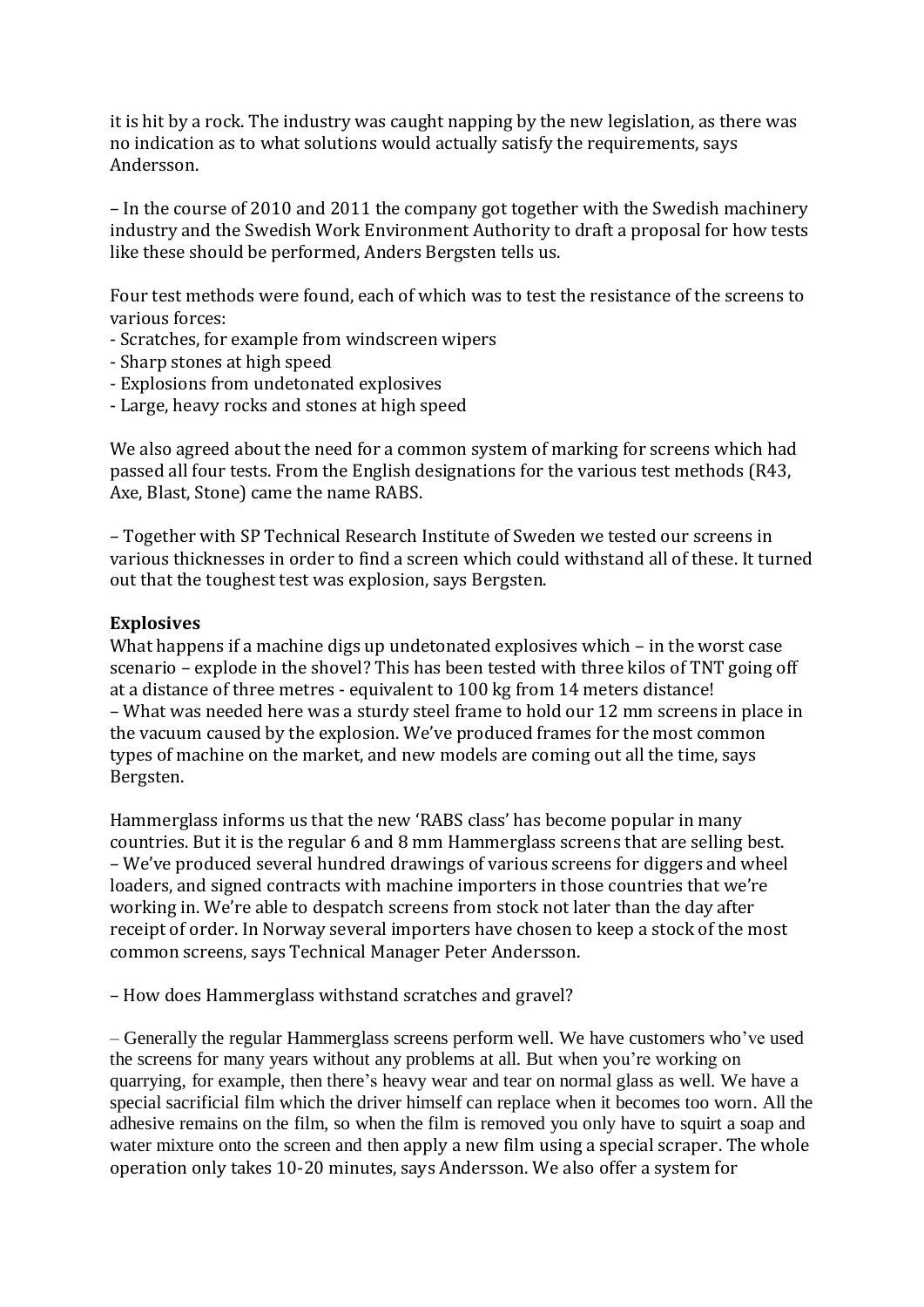it is hit by a rock. The industry was caught napping by the new legislation, as there was no indication as to what solutions would actually satisfy the requirements, says Andersson.

– In the course of 2010 and 2011 the company got together with the Swedish machinery industry and the Swedish Work Environment Authority to draft a proposal for how tests like these should be performed, Anders Bergsten tells us.

Four test methods were found, each of which was to test the resistance of the screens to various forces:
- Scratches, for example from windscreen wipers
- Sharp stones at high speed
- Explosions from undetonated explosives
- Large, heavy rocks and stones at high speed

We also agreed about the need for a common system of marking for screens which had passed all four tests. From the English designations for the various test methods (R43, Axe, Blast, Stone) came the name RABS.

– Together with SP Technical Research Institute of Sweden we tested our screens in various thicknesses in order to find a screen which could withstand all of these. It turned out that the toughest test was explosion, says Bergsten.

**Explosives**

What happens if a machine digs up undetonated explosives which – in the worst case scenario – explode in the shovel? This has been tested with three kilos of TNT going off at a distance of three metres - equivalent to 100 kg from 14 meters distance!
– What was needed here was a sturdy steel frame to hold our 12 mm screens in place in the vacuum caused by the explosion. We've produced frames for the most common types of machine on the market, and new models are coming out all the time, says Bergsten.

Hammerglass informs us that the new 'RABS class' has become popular in many countries. But it is the regular 6 and 8 mm Hammerglass screens that are selling best.
– We've produced several hundred drawings of various screens for diggers and wheel loaders, and signed contracts with machine importers in those countries that we're working in. We're able to despatch screens from stock not later than the day after receipt of order. In Norway several importers have chosen to keep a stock of the most common screens, says Technical Manager Peter Andersson.

– How does Hammerglass withstand scratches and gravel?

– Generally the regular Hammerglass screens perform well. We have customers who've used the screens for many years without any problems at all. But when you're working on quarrying, for example, then there's heavy wear and tear on normal glass as well. We have a special sacrificial film which the driver himself can replace when it becomes too worn. All the adhesive remains on the film, so when the film is removed you only have to squirt a soap and water mixture onto the screen and then apply a new film using a special scraper. The whole operation only takes 10-20 minutes, says Andersson. We also offer a system for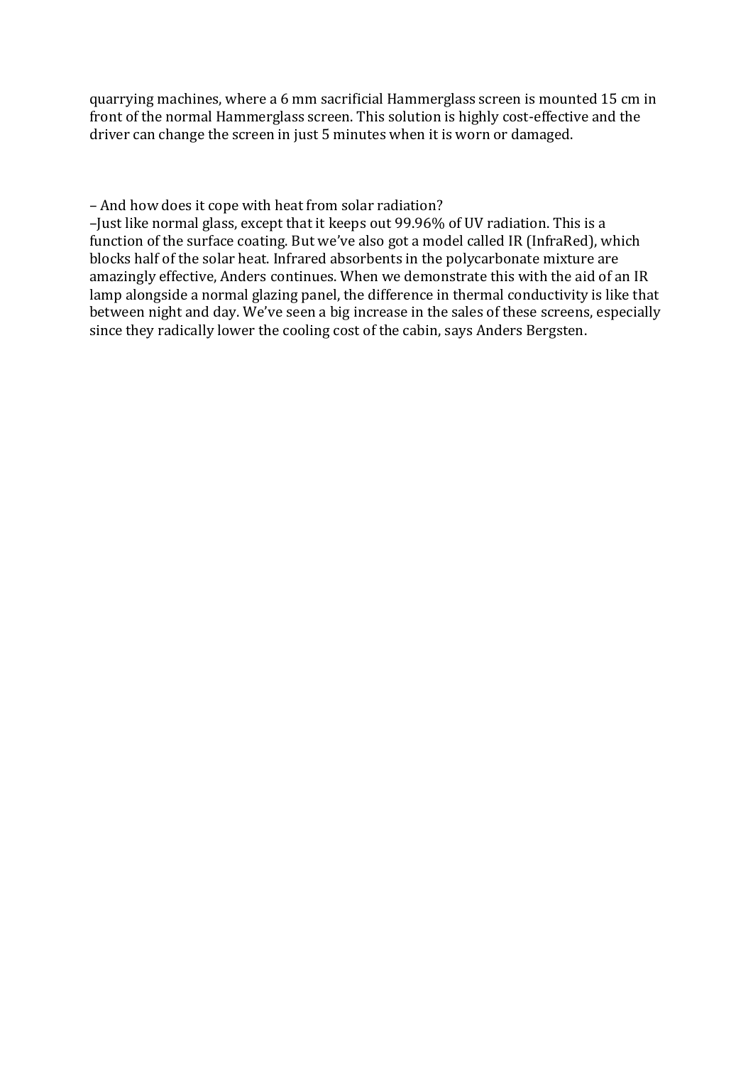quarrying machines, where a 6 mm sacrificial Hammerglass screen is mounted 15 cm in front of the normal Hammerglass screen. This solution is highly cost-effective and the driver can change the screen in just 5 minutes when it is worn or damaged.

– And how does it cope with heat from solar radiation?
–Just like normal glass, except that it keeps out 99.96% of UV radiation. This is a function of the surface coating. But we've also got a model called IR (InfraRed), which blocks half of the solar heat. Infrared absorbents in the polycarbonate mixture are amazingly effective, Anders continues. When we demonstrate this with the aid of an IR lamp alongside a normal glazing panel, the difference in thermal conductivity is like that between night and day. We've seen a big increase in the sales of these screens, especially since they radically lower the cooling cost of the cabin, says Anders Bergsten.